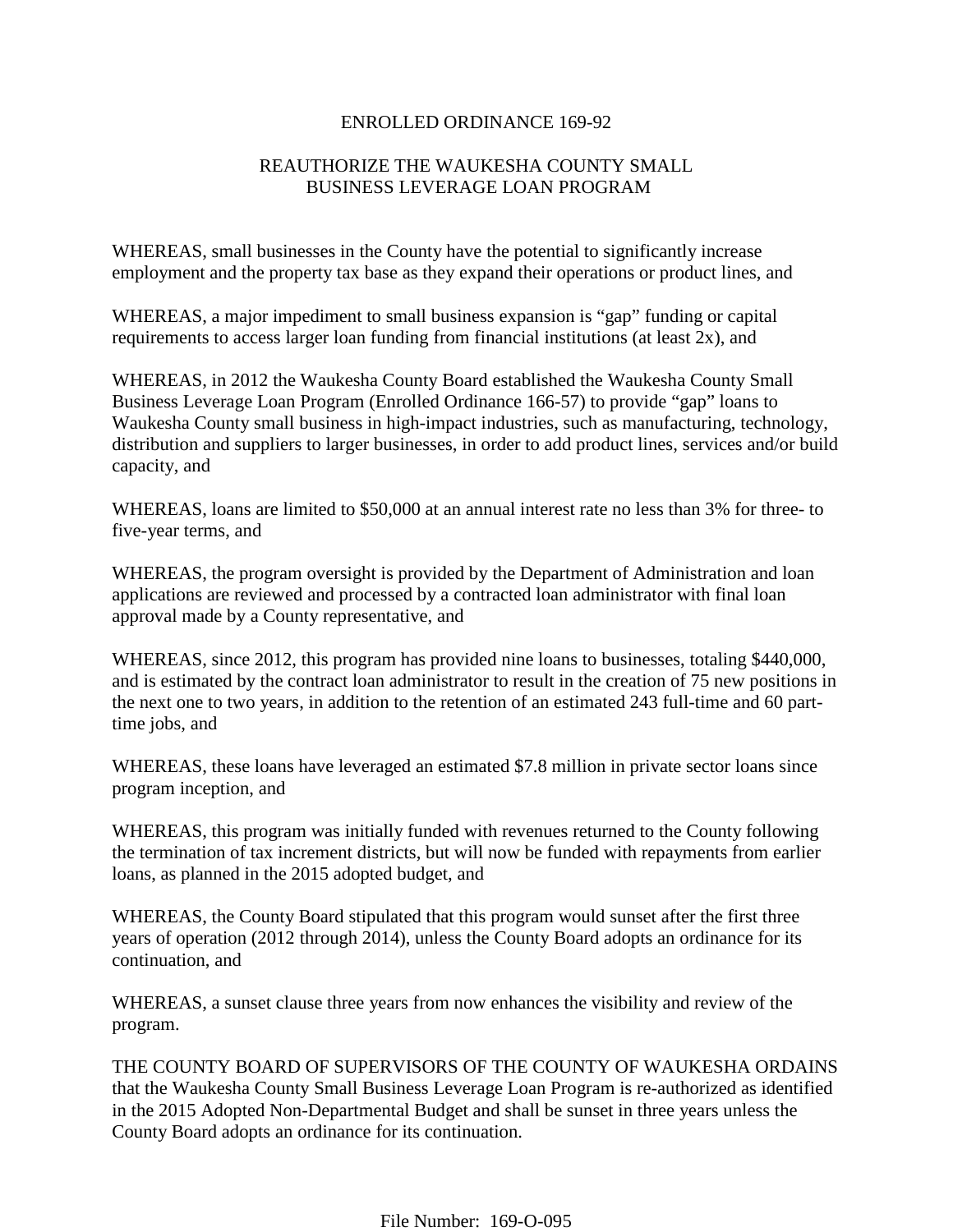# ENROLLED ORDINANCE 169-92

## REAUTHORIZE THE WAUKESHA COUNTY SMALL BUSINESS LEVERAGE LOAN PROGRAM

WHEREAS, small businesses in the County have the potential to significantly increase employment and the property tax base as they expand their operations or product lines, and

WHEREAS, a major impediment to small business expansion is "gap" funding or capital requirements to access larger loan funding from financial institutions (at least 2x), and

WHEREAS, in 2012 the Waukesha County Board established the Waukesha County Small Business Leverage Loan Program (Enrolled Ordinance 166-57) to provide "gap" loans to Waukesha County small business in high-impact industries, such as manufacturing, technology, distribution and suppliers to larger businesses, in order to add product lines, services and/or build capacity, and

WHEREAS, loans are limited to $50,000 at an annual interest rate no less than 3% for three- to five-year terms, and

WHEREAS, the program oversight is provided by the Department of Administration and loan applications are reviewed and processed by a contracted loan administrator with final loan approval made by a County representative, and

WHEREAS, since 2012, this program has provided nine loans to businesses, totaling $440,000, and is estimated by the contract loan administrator to result in the creation of 75 new positions in the next one to two years, in addition to the retention of an estimated 243 full-time and 60 part-time jobs, and

WHEREAS, these loans have leveraged an estimated $7.8 million in private sector loans since program inception, and

WHEREAS, this program was initially funded with revenues returned to the County following the termination of tax increment districts, but will now be funded with repayments from earlier loans, as planned in the 2015 adopted budget, and

WHEREAS, the County Board stipulated that this program would sunset after the first three years of operation (2012 through 2014), unless the County Board adopts an ordinance for its continuation, and

WHEREAS, a sunset clause three years from now enhances the visibility and review of the program.

THE COUNTY BOARD OF SUPERVISORS OF THE COUNTY OF WAUKESHA ORDAINS that the Waukesha County Small Business Leverage Loan Program is re-authorized as identified in the 2015 Adopted Non-Departmental Budget and shall be sunset in three years unless the County Board adopts an ordinance for its continuation.

File Number: 169-O-095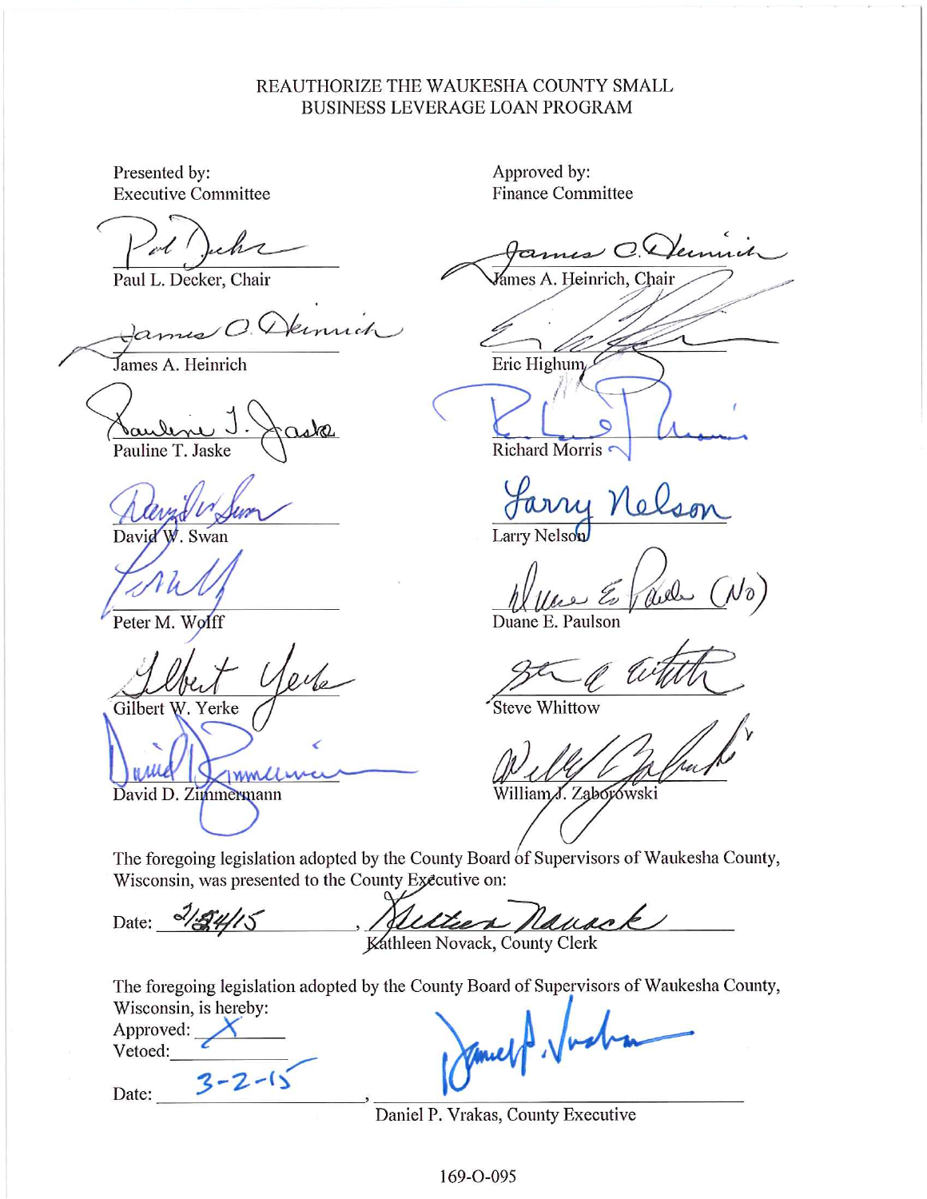# REAUTHORIZE THE WAUKESHA COUNTY SMALL BUSINESS LEVERAGE LOAN PROGRAM

| Presented by: Executive Committee | Approved by: Finance Committee |
|---|---|
| Paul L. Decker, Chair | James A. Heinrich, Chair |
| James A. Heinrich | Eric Highum |
| Pauline T. Jaske | Richard Morris |
| David W. Swan | Larry Nelson |
| Peter M. Wolff | Duane E. Paulson (No) |
| Gilbert W. Yerke | Steve Whittow |
| David D. Zimmermann | William J. Zaborowski |

The foregoing legislation adopted by the County Board of Supervisors of Waukesha County, Wisconsin, was presented to the County Executive on:

Date: 2/24/15, Kathleen Novack, County Clerk

The foregoing legislation adopted by the County Board of Supervisors of Waukesha County, Wisconsin, is hereby:

Approved: X

Vetoed: \_\_\_\_\_\_

Date: 3-2-15, Daniel P. Vrakas, County Executive

169-O-095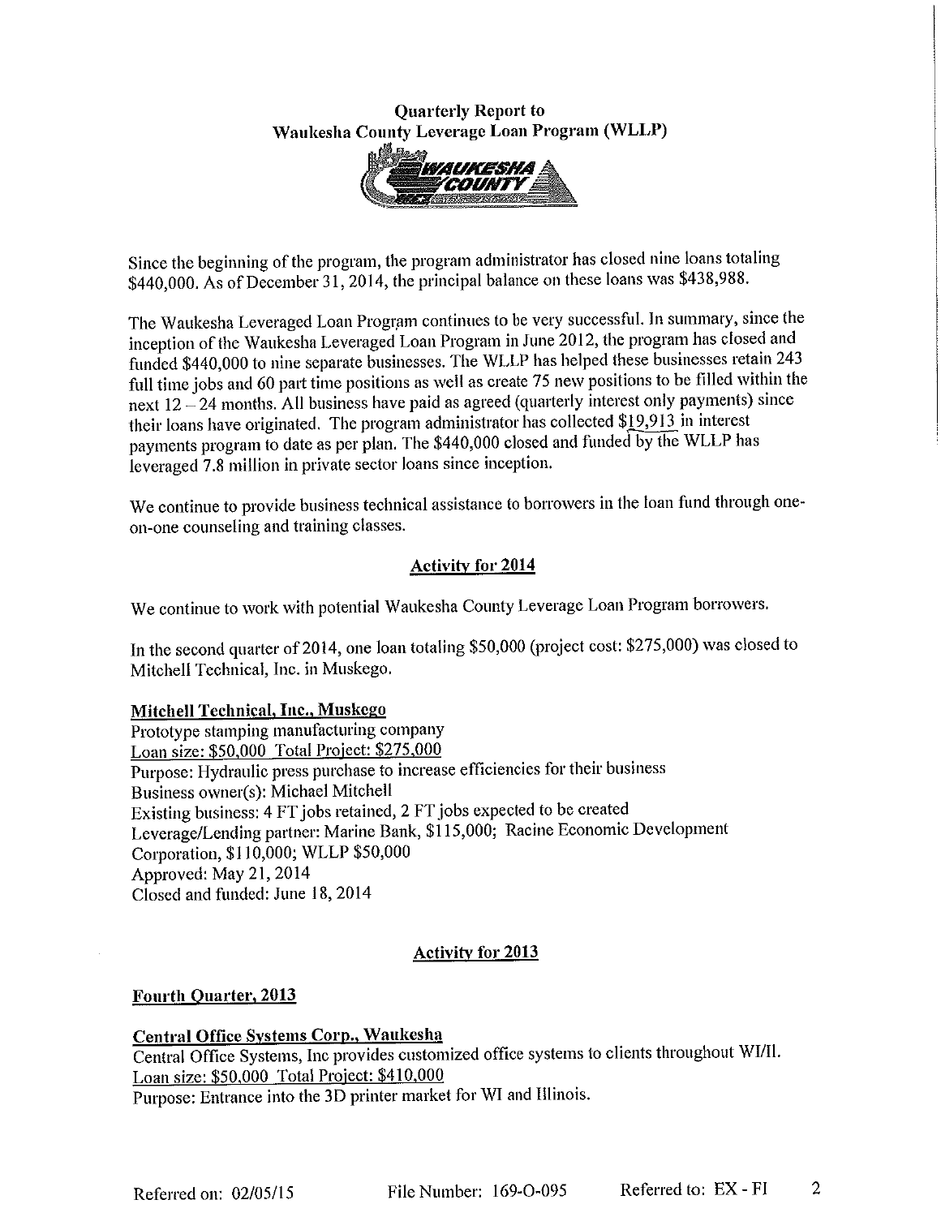**Quarterly Report to**
**Waukesha County Leverage Loan Program (WLLP)**

Since the beginning of the program, the program administrator has closed nine loans totaling $440,000. As of December 31, 2014, the principal balance on these loans was $438,988.

The Waukesha Leveraged Loan Program continues to be very successful. In summary, since the inception of the Waukesha Leveraged Loan Program in June 2012, the program has closed and funded $440,000 to nine separate businesses. The WLLP has helped these businesses retain 243 full time jobs and 60 part time positions as well as create 75 new positions to be filled within the next 12 – 24 months. All business have paid as agreed (quarterly interest only payments) since their loans have originated. The program administrator has collected $19,913 in interest payments program to date as per plan. The $440,000 closed and funded by the WLLP has leveraged 7.8 million in private sector loans since inception.

We continue to provide business technical assistance to borrowers in the loan fund through one-on-one counseling and training classes.

## Activity for 2014

We continue to work with potential Waukesha County Leverage Loan Program borrowers.

In the second quarter of 2014, one loan totaling $50,000 (project cost: $275,000) was closed to Mitchell Technical, Inc. in Muskego.

### Mitchell Technical, Inc., Muskego

Prototype stamping manufacturing company
Loan size: $50,000 Total Project: $275,000
Purpose: Hydraulic press purchase to increase efficiencies for their business
Business owner(s): Michael Mitchell
Existing business: 4 FT jobs retained, 2 FT jobs expected to be created
Leverage/Lending partner: Marine Bank, $115,000; Racine Economic Development Corporation, $110,000; WLLP $50,000
Approved: May 21, 2014
Closed and funded: June 18, 2014

## Activity for 2013

### Fourth Quarter, 2013

### Central Office Systems Corp., Waukesha

Central Office Systems, Inc provides customized office systems to clients throughout WI/Il.
Loan size: $50,000 Total Project: $410,000
Purpose: Entrance into the 3D printer market for WI and Illinois.

Referred on: 02/05/15 File Number: 169-O-095 Referred to: EX - FI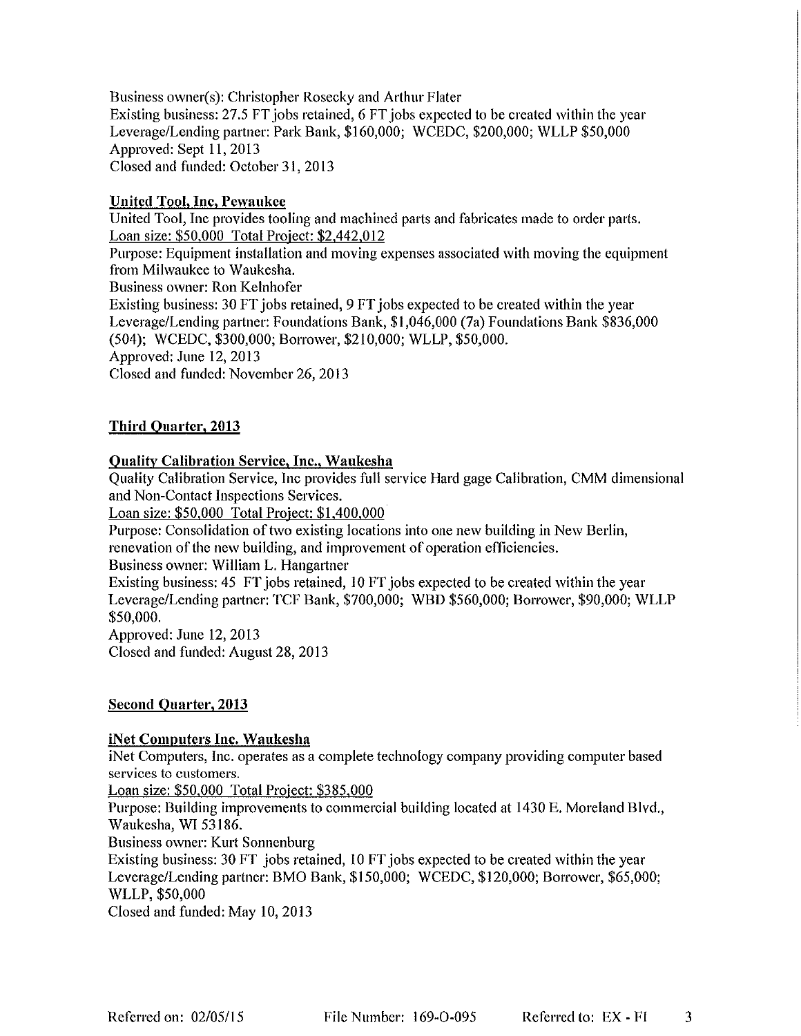Business owner(s): Christopher Rosecky and Arthur Flater
Existing business: 27.5 FT jobs retained, 6 FT jobs expected to be created within the year
Leverage/Lending partner: Park Bank, $160,000; WCEDC, $200,000; WLLP $50,000
Approved: Sept 11, 2013
Closed and funded: October 31, 2013

**United Tool, Inc, Pewaukee**

United Tool, Inc provides tooling and machined parts and fabricates made to order parts.
Loan size: $50,000 Total Project: $2,442,012
Purpose: Equipment installation and moving expenses associated with moving the equipment from Milwaukee to Waukesha.
Business owner: Ron Kelnhofer
Existing business: 30 FT jobs retained, 9 FT jobs expected to be created within the year
Leverage/Lending partner: Foundations Bank, $1,046,000 (7a) Foundations Bank $836,000 (504); WCEDC, $300,000; Borrower, $210,000; WLLP, $50,000.
Approved: June 12, 2013
Closed and funded: November 26, 2013

## Third Quarter, 2013

**Quality Calibration Service, Inc., Waukesha**

Quality Calibration Service, Inc provides full service Hard gage Calibration, CMM dimensional and Non-Contact Inspections Services.
Loan size: $50,000 Total Project: $1,400,000
Purpose: Consolidation of two existing locations into one new building in New Berlin, renevation of the new building, and improvement of operation efficiencies.
Business owner: William L. Hangartner
Existing business: 45 FT jobs retained, 10 FT jobs expected to be created within the year
Leverage/Lending partner: TCF Bank, $700,000; WBD $560,000; Borrower, $90,000; WLLP $50,000.
Approved: June 12, 2013
Closed and funded: August 28, 2013

## Second Quarter, 2013

**iNet Computers Inc. Waukesha**

iNet Computers, Inc. operates as a complete technology company providing computer based services to customers.
Loan size: $50,000 Total Project: $385,000
Purpose: Building improvements to commercial building located at 1430 E. Moreland Blvd., Waukesha, WI 53186.
Business owner: Kurt Sonnenburg
Existing business: 30 FT jobs retained, 10 FT jobs expected to be created within the year
Leverage/Lending partner: BMO Bank, $150,000; WCEDC, $120,000; Borrower, $65,000; WLLP, $50,000
Closed and funded: May 10, 2013

Referred on: 02/05/15 File Number: 169-O-095 Referred to: EX - FI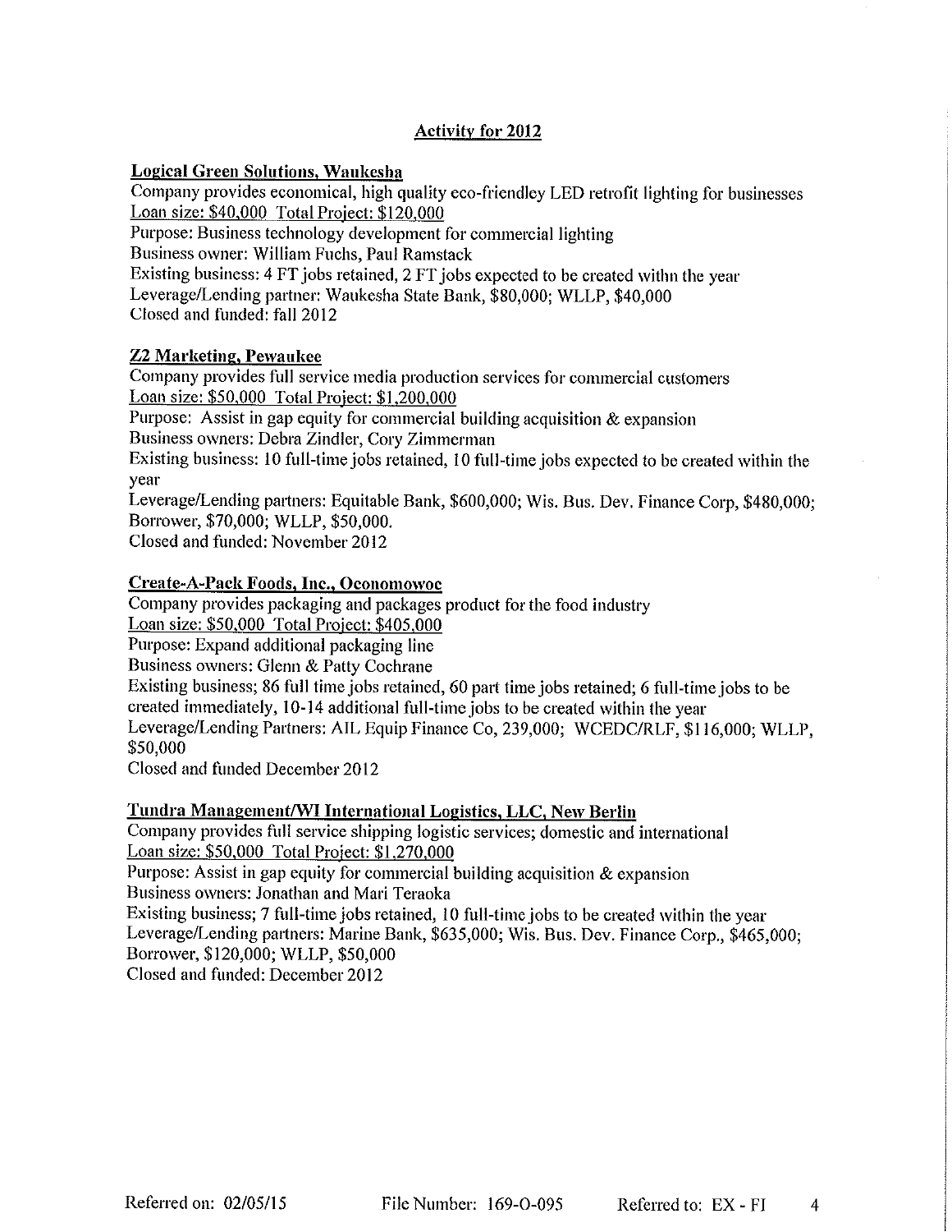## Activity for 2012

### Logical Green Solutions, Waukesha

Company provides economical, high quality eco-friendley LED retrofit lighting for businesses
Loan size: $40,000 Total Project: $120,000
Purpose: Business technology development for commercial lighting
Business owner: William Fuchs, Paul Ramstack
Existing business: 4 FT jobs retained, 2 FT jobs expected to be created withn the year
Leverage/Lending partner: Waukesha State Bank, $80,000; WLLP, $40,000
Closed and funded: fall 2012

### Z2 Marketing, Pewaukee

Company provides full service media production services for commercial customers
Loan size: $50,000 Total Project: $1,200,000
Purpose: Assist in gap equity for commercial building acquisition & expansion
Business owners: Debra Zindler, Cory Zimmerman
Existing business: 10 full-time jobs retained, 10 full-time jobs expected to be created within the year
Leverage/Lending partners: Equitable Bank, $600,000; Wis. Bus. Dev. Finance Corp, $480,000; Borrower, $70,000; WLLP, $50,000.
Closed and funded: November 2012

### Create-A-Pack Foods, Inc., Oconomowoc

Company provides packaging and packages product for the food industry
Loan size: $50,000 Total Project: $405,000
Purpose: Expand additional packaging line
Business owners: Glenn & Patty Cochrane
Existing business; 86 full time jobs retained, 60 part time jobs retained; 6 full-time jobs to be created immediately, 10-14 additional full-time jobs to be created within the year
Leverage/Lending Partners: AIL Equip Finance Co, 239,000; WCEDC/RLF, $116,000; WLLP, $50,000
Closed and funded December 2012

### Tundra Management/WI International Logistics, LLC, New Berlin

Company provides full service shipping logistic services; domestic and international
Loan size: $50,000 Total Project: $1,270,000
Purpose: Assist in gap equity for commercial building acquisition & expansion
Business owners: Jonathan and Mari Teraoka
Existing business; 7 full-time jobs retained, 10 full-time jobs to be created within the year
Leverage/Lending partners: Marine Bank, $635,000; Wis. Bus. Dev. Finance Corp., $465,000; Borrower, $120,000; WLLP, $50,000
Closed and funded: December 2012

Referred on: 02/05/15 File Number: 169-O-095 Referred to: EX - FI